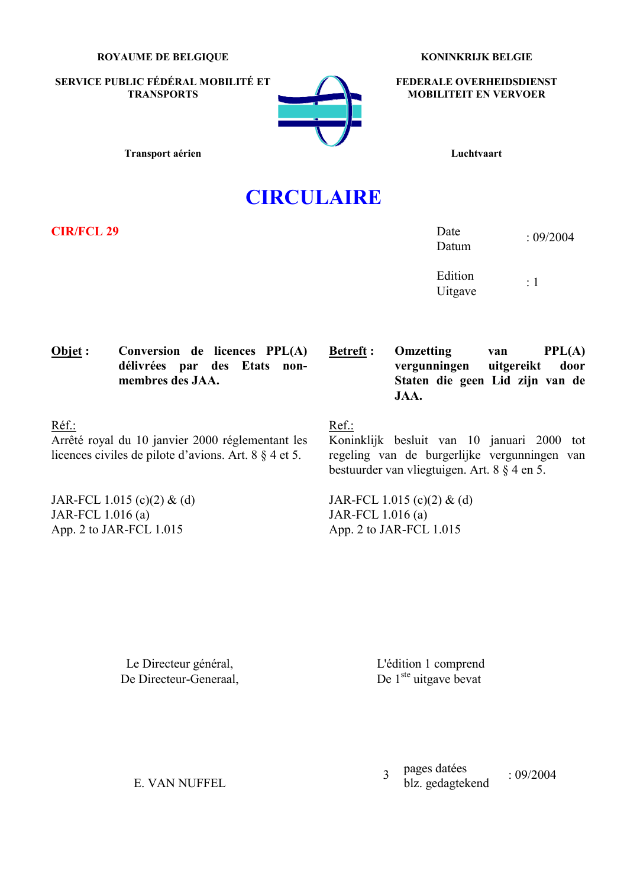**ROYAUME DE BELGIQUE**

**SERVICE PUBLIC FÉDÉRAL MOBILITÉ ET TRANSPORTS**

**Transport aérien**

**KONINKRIJK BELGIE**

**FEDERALE OVERHEIDSDIENST MOBILITEIT EN VERVOER**

**Luchtvaart**

# CIRCULAIRE

**CIR/FCL 29**

| | |
|---|---|
| Date<br>Datum | : 09/2004 |
| Edition<br>Uitgave | : 1 |

**Objet :** **Conversion de licences PPL(A) délivrées par des Etats non-membres des JAA.**

**Betreft :** **Omzetting van PPL(A) vergunningen uitgereikt door Staten die geen Lid zijn van de JAA.**

Réf.:
Arrêté royal du 10 janvier 2000 réglementant les licences civiles de pilote d'avions. Art. 8 § 4 et 5.

JAR-FCL 1.015 (c)(2) & (d)
JAR-FCL 1.016 (a)
App. 2 to JAR-FCL 1.015

Ref.:
Koninklijk besluit van 10 januari 2000 tot regeling van de burgerlijke vergunningen van bestuurder van vliegtuigen. Art. 8 § 4 en 5.

JAR-FCL 1.015 (c)(2) & (d)
JAR-FCL 1.016 (a)
App. 2 to JAR-FCL 1.015

Le Directeur général,
De Directeur-Generaal,

E. VAN NUFFEL

L'édition 1 comprend
De 1ste uitgave bevat

3 pages datées / blz. gedagtekend : 09/2004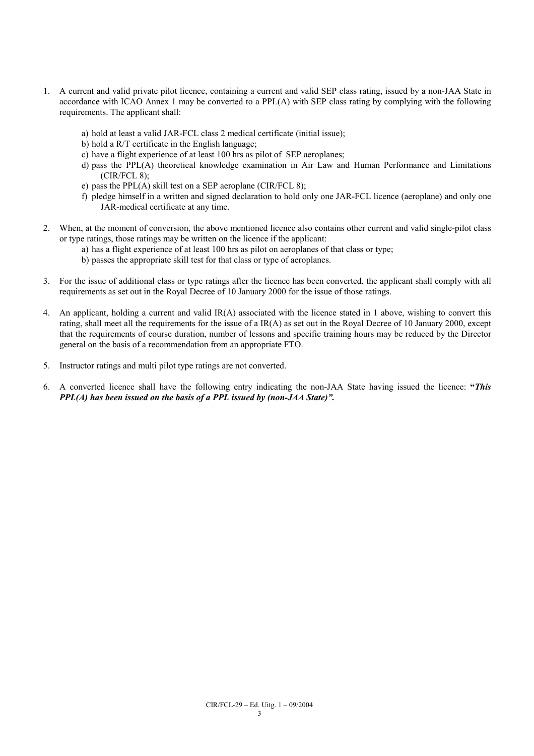1. A current and valid private pilot licence, containing a current and valid SEP class rating, issued by a non-JAA State in accordance with ICAO Annex 1 may be converted to a PPL(A) with SEP class rating by complying with the following requirements. The applicant shall:

   a) hold at least a valid JAR-FCL class 2 medical certificate (initial issue);
   b) hold a R/T certificate in the English language;
   c) have a flight experience of at least 100 hrs as pilot of SEP aeroplanes;
   d) pass the PPL(A) theoretical knowledge examination in Air Law and Human Performance and Limitations (CIR/FCL 8);
   e) pass the PPL(A) skill test on a SEP aeroplane (CIR/FCL 8);
   f) pledge himself in a written and signed declaration to hold only one JAR-FCL licence (aeroplane) and only one JAR-medical certificate at any time.

2. When, at the moment of conversion, the above mentioned licence also contains other current and valid single-pilot class or type ratings, those ratings may be written on the licence if the applicant:
   a) has a flight experience of at least 100 hrs as pilot on aeroplanes of that class or type;
   b) passes the appropriate skill test for that class or type of aeroplanes.

3. For the issue of additional class or type ratings after the licence has been converted, the applicant shall comply with all requirements as set out in the Royal Decree of 10 January 2000 for the issue of those ratings.

4. An applicant, holding a current and valid IR(A) associated with the licence stated in 1 above, wishing to convert this rating, shall meet all the requirements for the issue of a IR(A) as set out in the Royal Decree of 10 January 2000, except that the requirements of course duration, number of lessons and specific training hours may be reduced by the Director general on the basis of a recommendation from an appropriate FTO.

5. Instructor ratings and multi pilot type ratings are not converted.

6. A converted licence shall have the following entry indicating the non-JAA State having issued the licence: **"*This PPL(A) has been issued on the basis of a PPL issued by (non-JAA State)".***